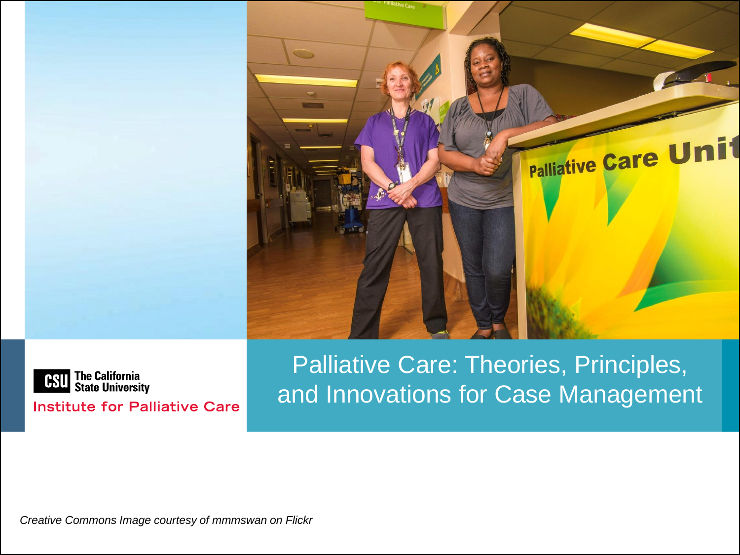# Palliative Care: Theories, Principles, and Innovations for Case Management

The California State University

Institute for Palliative Care

*Creative Commons Image courtesy of mmmswan on Flickr*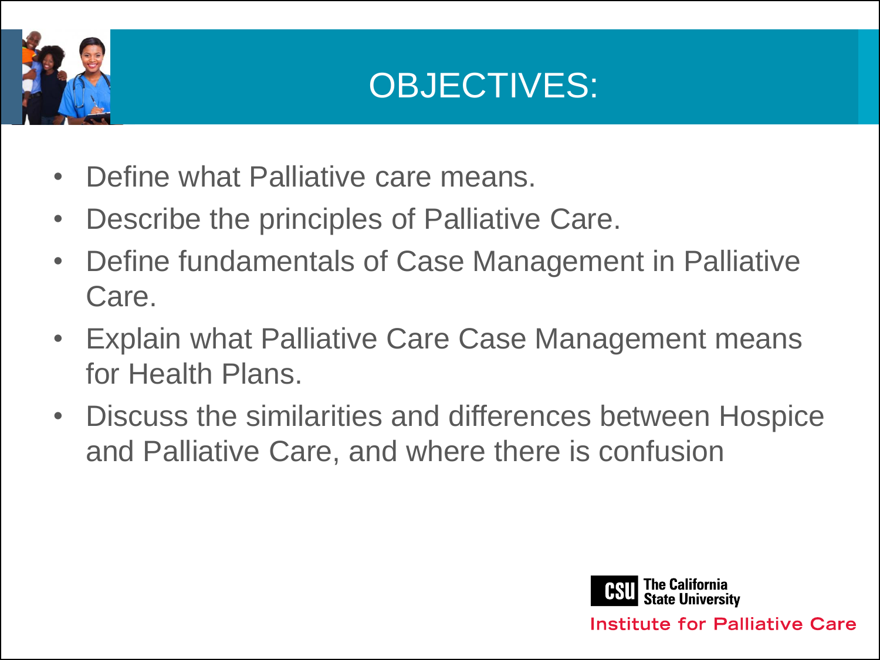# OBJECTIVES:

- Define what Palliative care means.
- Describe the principles of Palliative Care.
- Define fundamentals of Case Management in Palliative Care.
- Explain what Palliative Care Case Management means for Health Plans.
- Discuss the similarities and differences between Hospice and Palliative Care, and where there is confusion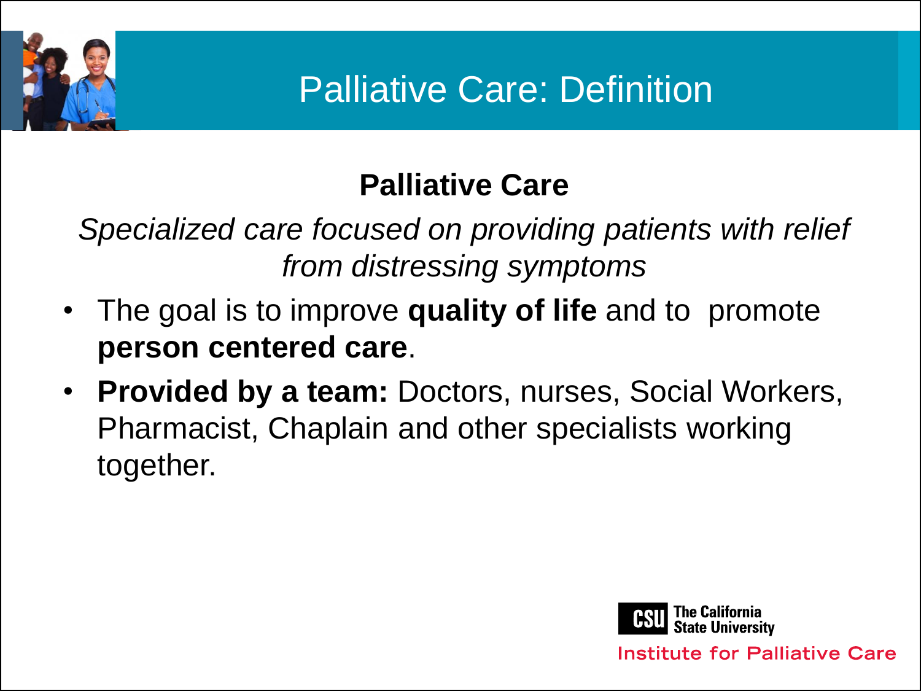# Palliative Care: Definition

**Palliative Care**

*Specialized care focused on providing patients with relief from distressing symptoms*

- The goal is to improve **quality of life** and to promote **person centered care**.
- **Provided by a team:** Doctors, nurses, Social Workers, Pharmacist, Chaplain and other specialists working together.

CSU The California State University
Institute for Palliative Care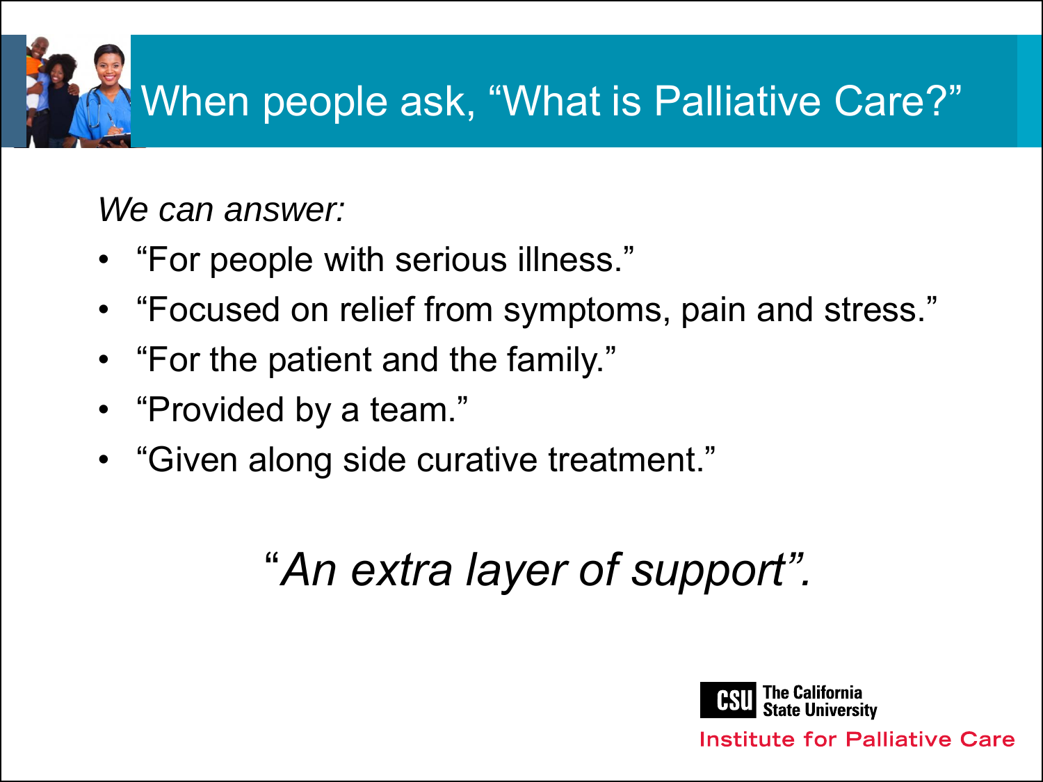# When people ask, “What is Palliative Care?”

*We can answer:*

- “For people with serious illness.”
- “Focused on relief from symptoms, pain and stress.”
- “For the patient and the family.”
- “Provided by a team.”
- “Given along side curative treatment.”

*“An extra layer of support”.*

CSU The California State University
Institute for Palliative Care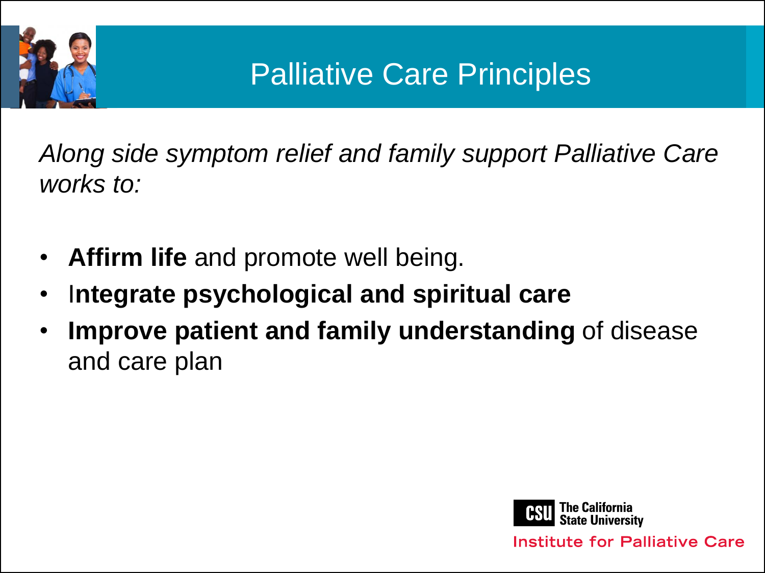# Palliative Care Principles

*Along side symptom relief and family support Palliative Care works to:*

- **Affirm life** and promote well being.
- I**ntegrate psychological and spiritual care**
- **Improve patient and family understanding** of disease and care plan

The California State University
Institute for Palliative Care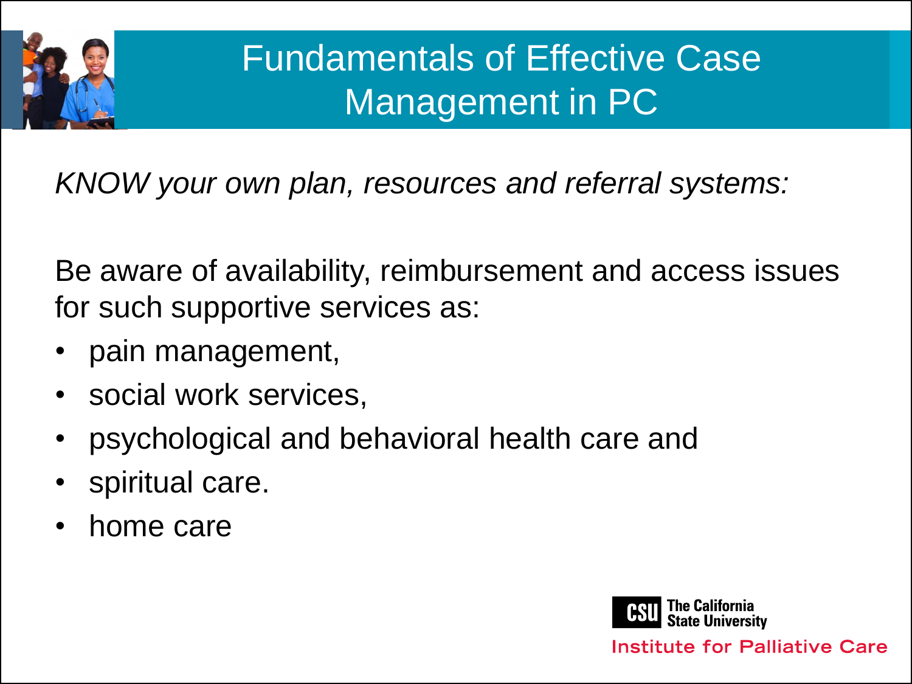# Fundamentals of Effective Case Management in PC

*KNOW your own plan, resources and referral systems:*

Be aware of availability, reimbursement and access issues for such supportive services as:

- pain management,
- social work services,
- psychological and behavioral health care and
- spiritual care.
- home care

CSU The California State University
Institute for Palliative Care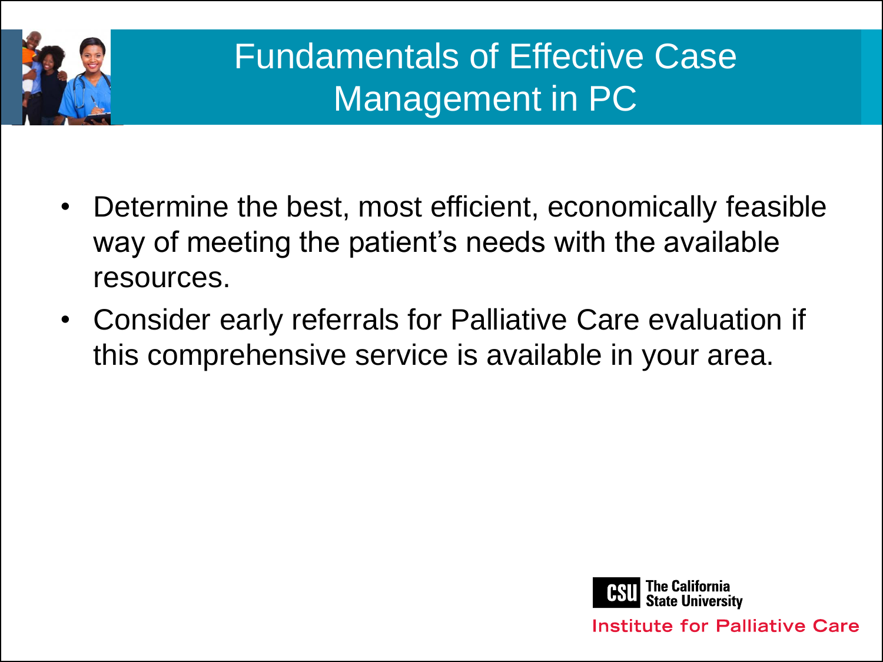# Fundamentals of Effective Case Management in PC

- Determine the best, most efficient, economically feasible way of meeting the patient's needs with the available resources.
- Consider early referrals for Palliative Care evaluation if this comprehensive service is available in your area.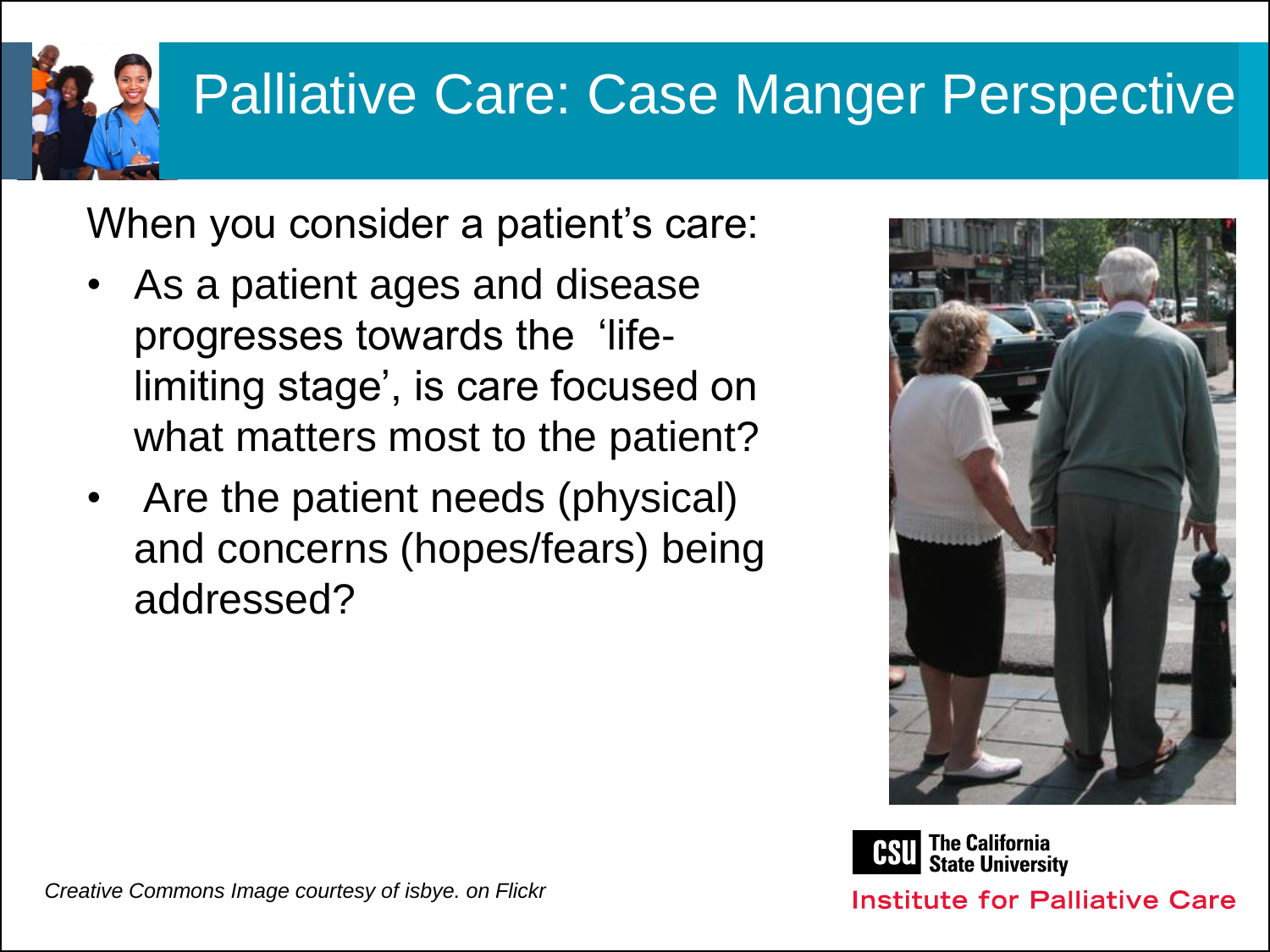# Palliative Care: Case Manger Perspective

When you consider a patient's care:

- As a patient ages and disease progresses towards the 'life-limiting stage', is care focused on what matters most to the patient?
- Are the patient needs (physical) and concerns (hopes/fears) being addressed?

*Creative Commons Image courtesy of isbye. on Flickr*

CSU The California State University
Institute for Palliative Care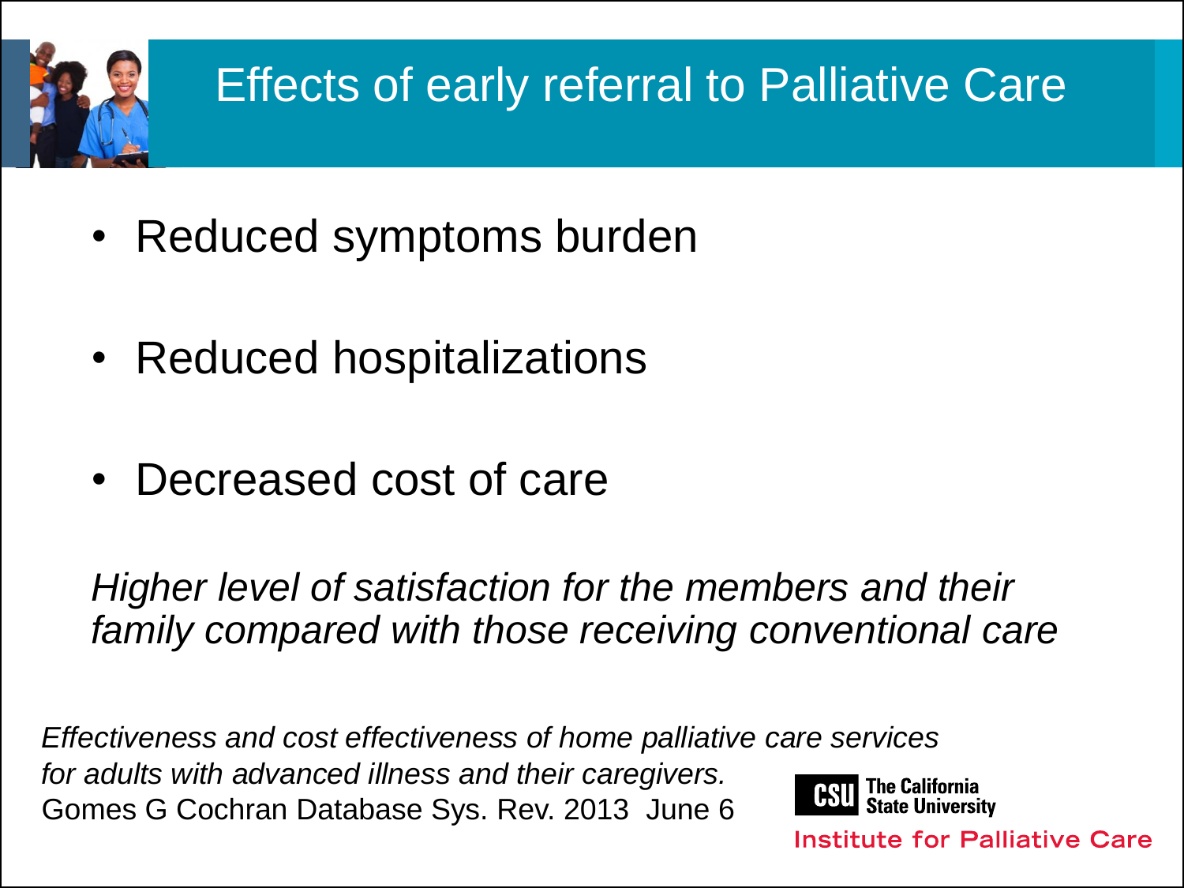# Effects of early referral to Palliative Care

- Reduced symptoms burden
- Reduced hospitalizations
- Decreased cost of care

*Higher level of satisfaction for the members and their family compared with those receiving conventional care*

*Effectiveness and cost effectiveness of home palliative care services for adults with advanced illness and their caregivers.*
Gomes G Cochran Database Sys. Rev. 2013 June 6

CSU The California State University
Institute for Palliative Care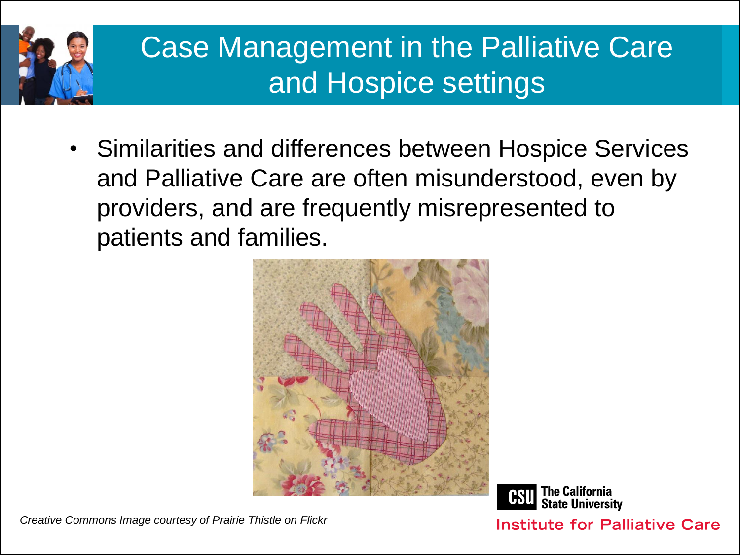# Case Management in the Palliative Care and Hospice settings

- Similarities and differences between Hospice Services and Palliative Care are often misunderstood, even by providers, and are frequently misrepresented to patients and families.

*Creative Commons Image courtesy of Prairie Thistle on Flickr*

CSU The California State University

Institute for Palliative Care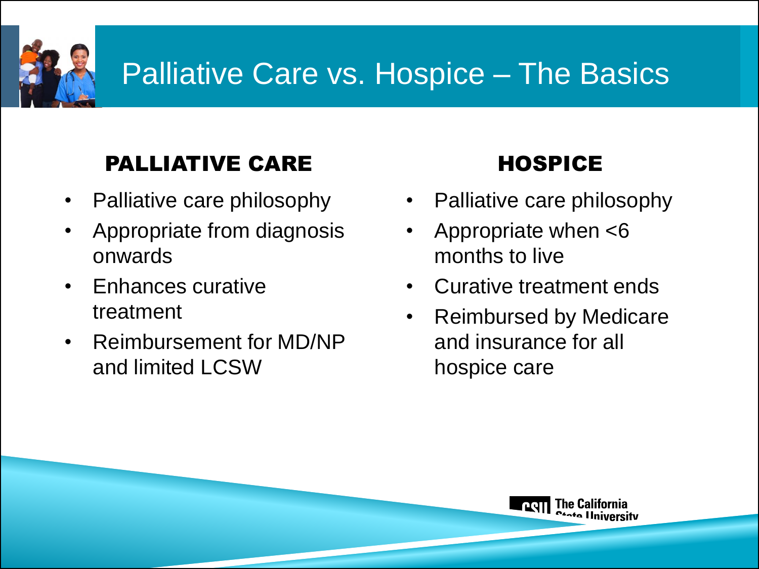# Palliative Care vs. Hospice – The Basics

## PALLIATIVE CARE

- Palliative care philosophy
- Appropriate from diagnosis onwards
- Enhances curative treatment
- Reimbursement for MD/NP and limited LCSW

## HOSPICE

- Palliative care philosophy
- Appropriate when <6 months to live
- Curative treatment ends
- Reimbursed by Medicare and insurance for all hospice care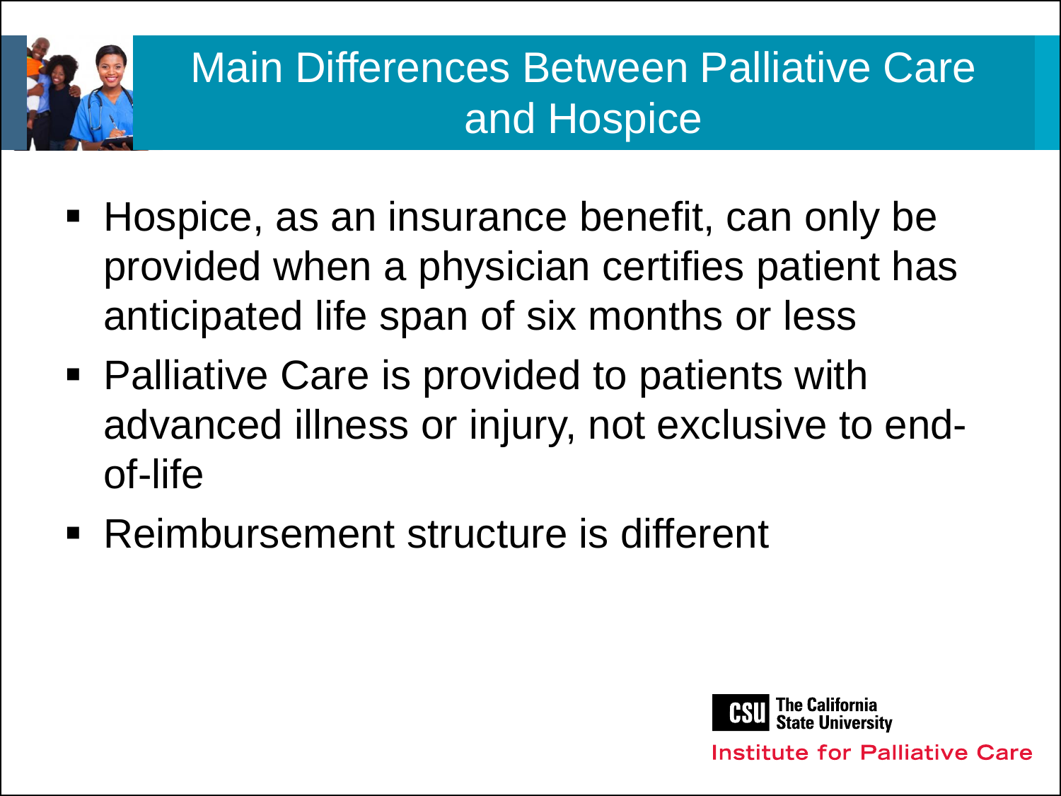# Main Differences Between Palliative Care and Hospice

- Hospice, as an insurance benefit, can only be provided when a physician certifies patient has anticipated life span of six months or less
- Palliative Care is provided to patients with advanced illness or injury, not exclusive to end-of-life
- Reimbursement structure is different

CSU The California State University
Institute for Palliative Care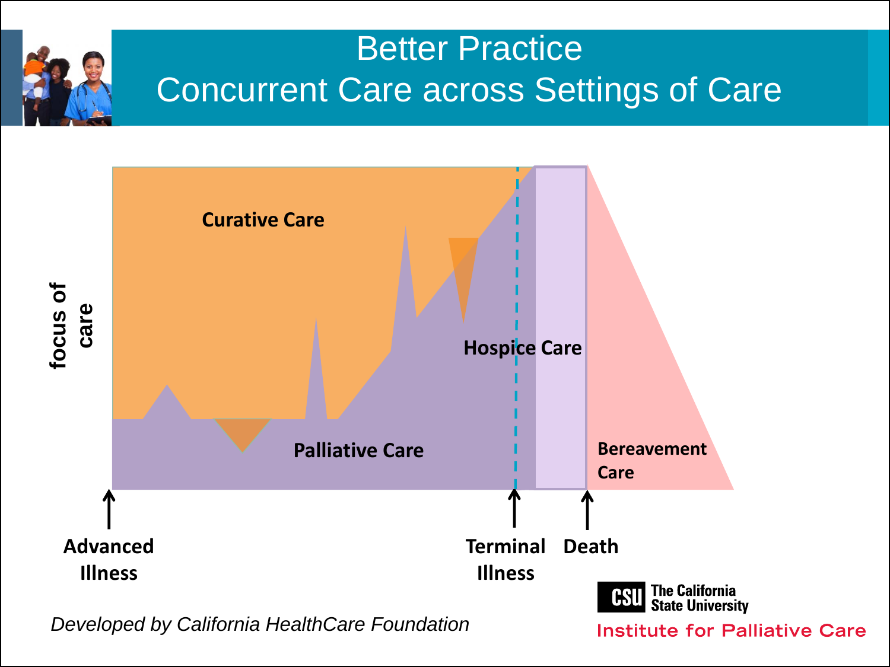# Better Practice
# Concurrent Care across Settings of Care

focus of care

Curative Care

Hospice Care

Palliative Care

Bereavement Care

Advanced Illness

Terminal Illness

Death

*Developed by California HealthCare Foundation*

CSU The California State University

Institute for Palliative Care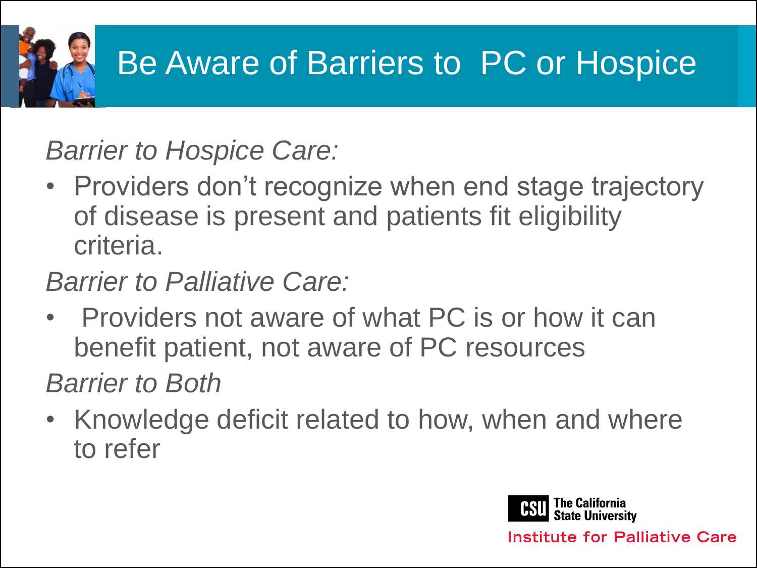# Be Aware of Barriers to PC or Hospice

*Barrier to Hospice Care:*

- Providers don't recognize when end stage trajectory of disease is present and patients fit eligibility criteria.

*Barrier to Palliative Care:*

- Providers not aware of what PC is or how it can benefit patient, not aware of PC resources

*Barrier to Both*

- Knowledge deficit related to how, when and where to refer

CSU The California State University
Institute for Palliative Care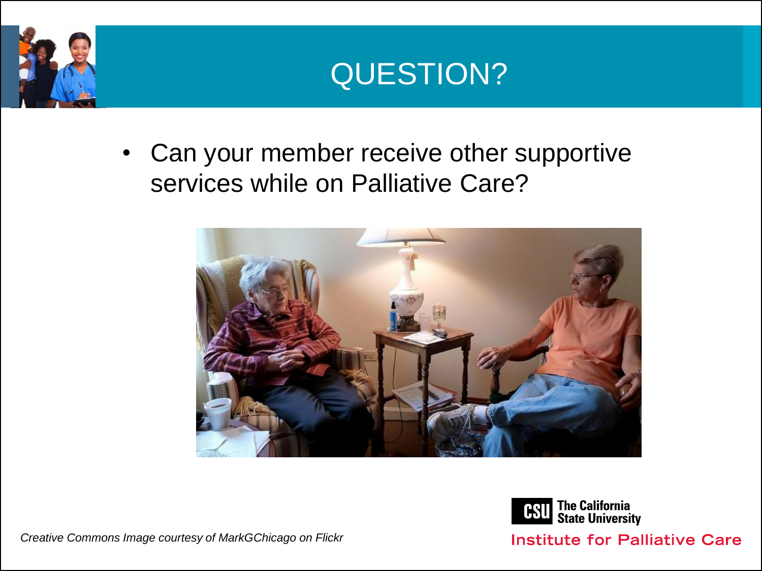# QUESTION?

- Can your member receive other supportive services while on Palliative Care?

*Creative Commons Image courtesy of MarkGChicago on Flickr*

The California State University
Institute for Palliative Care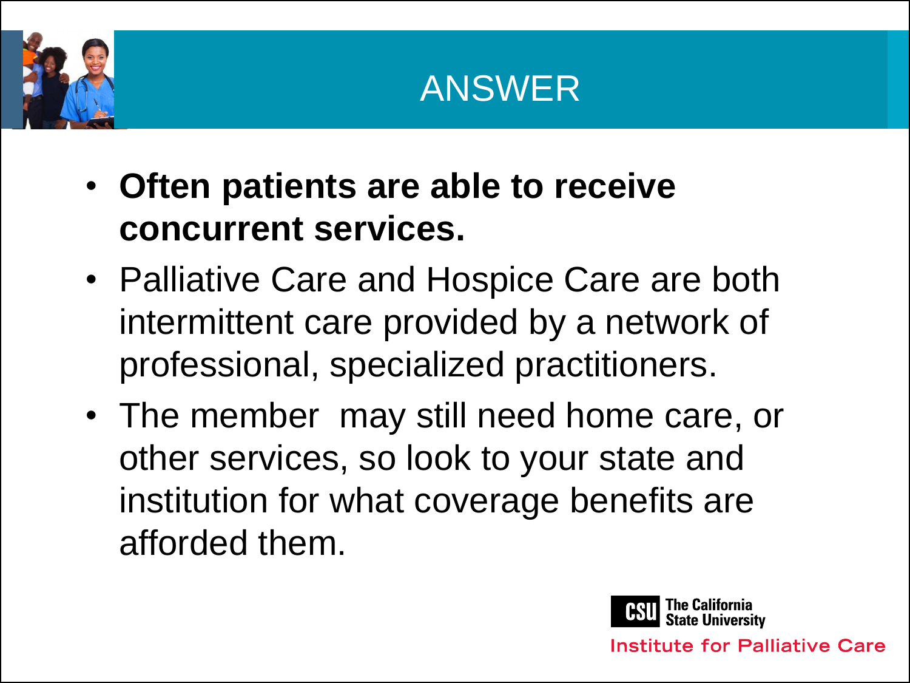# ANSWER

- **Often patients are able to receive concurrent services.**
- Palliative Care and Hospice Care are both intermittent care provided by a network of professional, specialized practitioners.
- The member  may still need home care, or other services, so look to your state and institution for what coverage benefits are afforded them.

CSU The California State University
Institute for Palliative Care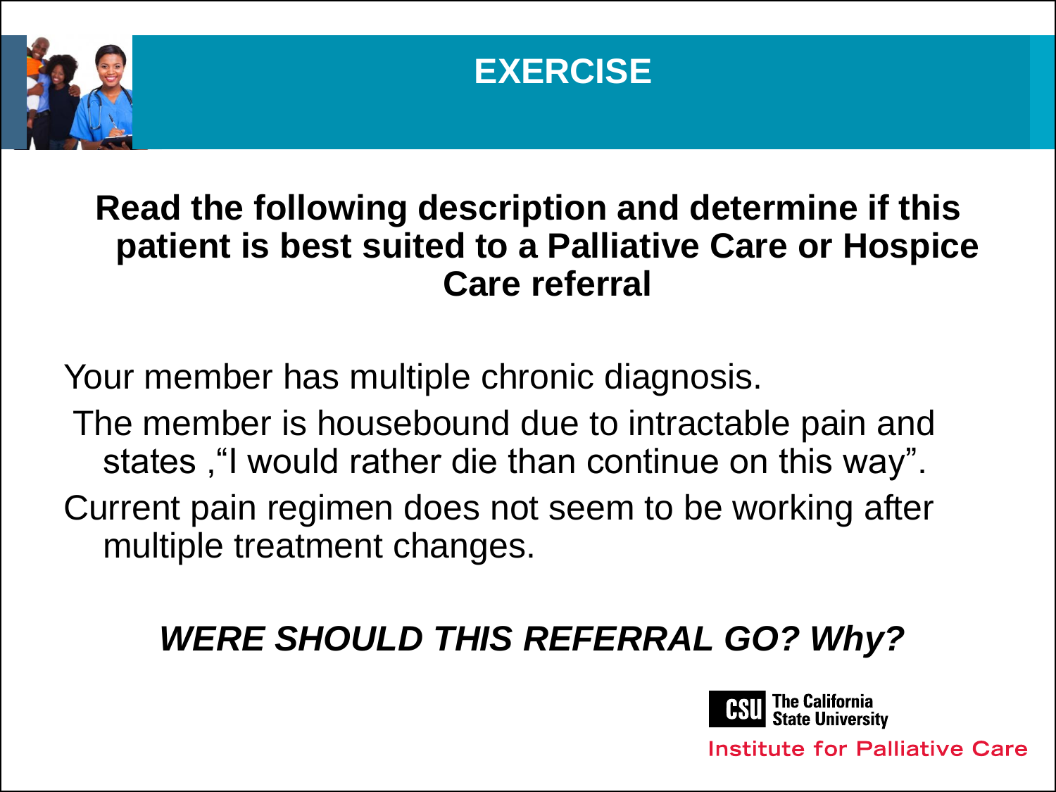# EXERCISE

**Read the following description and determine if this patient is best suited to a Palliative Care or Hospice Care referral**

Your member has multiple chronic diagnosis.

The member is housebound due to intractable pain and states ,"I would rather die than continue on this way".

Current pain regimen does not seem to be working after multiple treatment changes.

***WERE SHOULD THIS REFERRAL GO? Why?***

The California State University

Institute for Palliative Care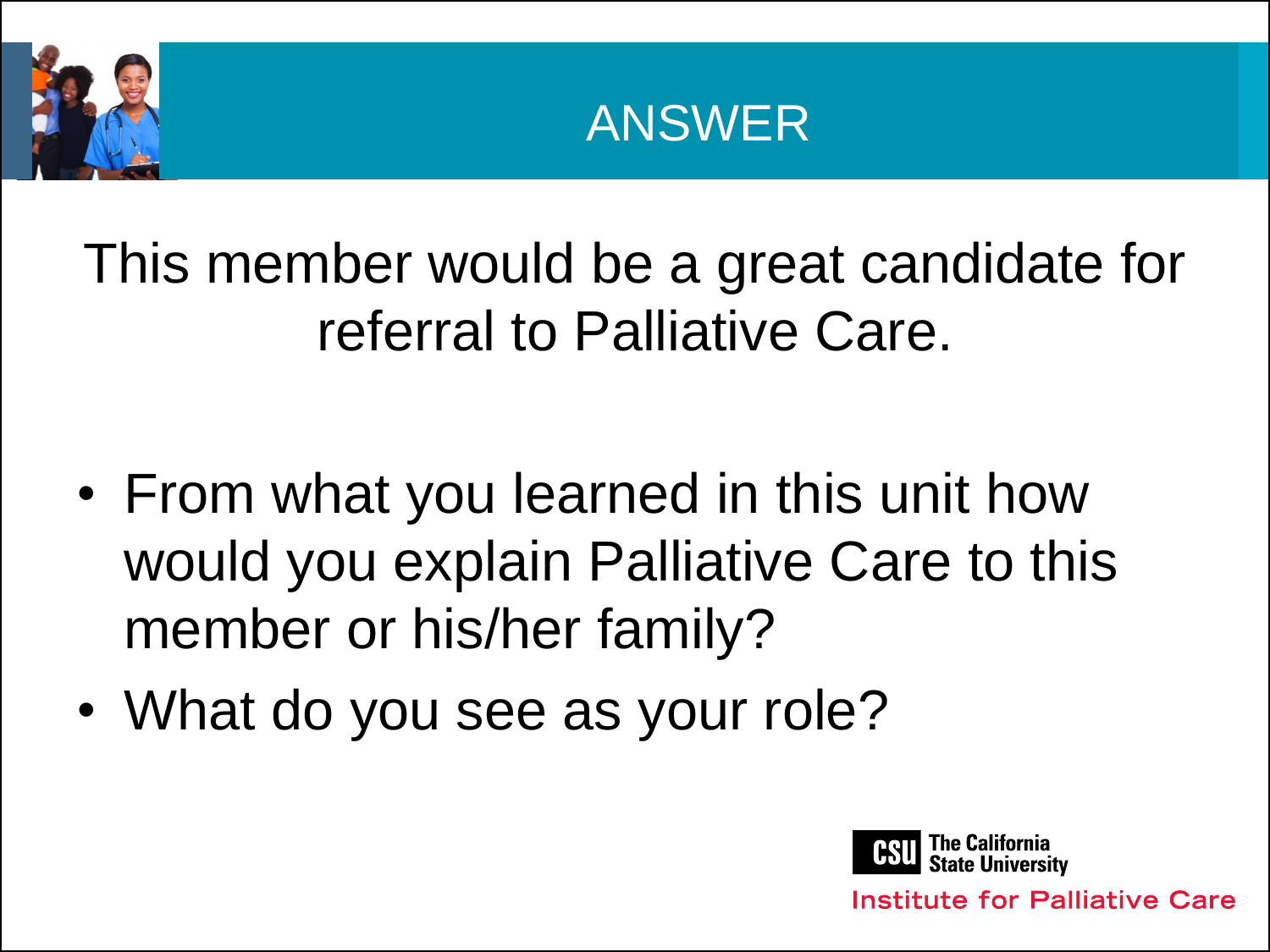# ANSWER

This member would be a great candidate for referral to Palliative Care.

- From what you learned in this unit how would you explain Palliative Care to this member or his/her family?
- What do you see as your role?

CSU The California State University
Institute for Palliative Care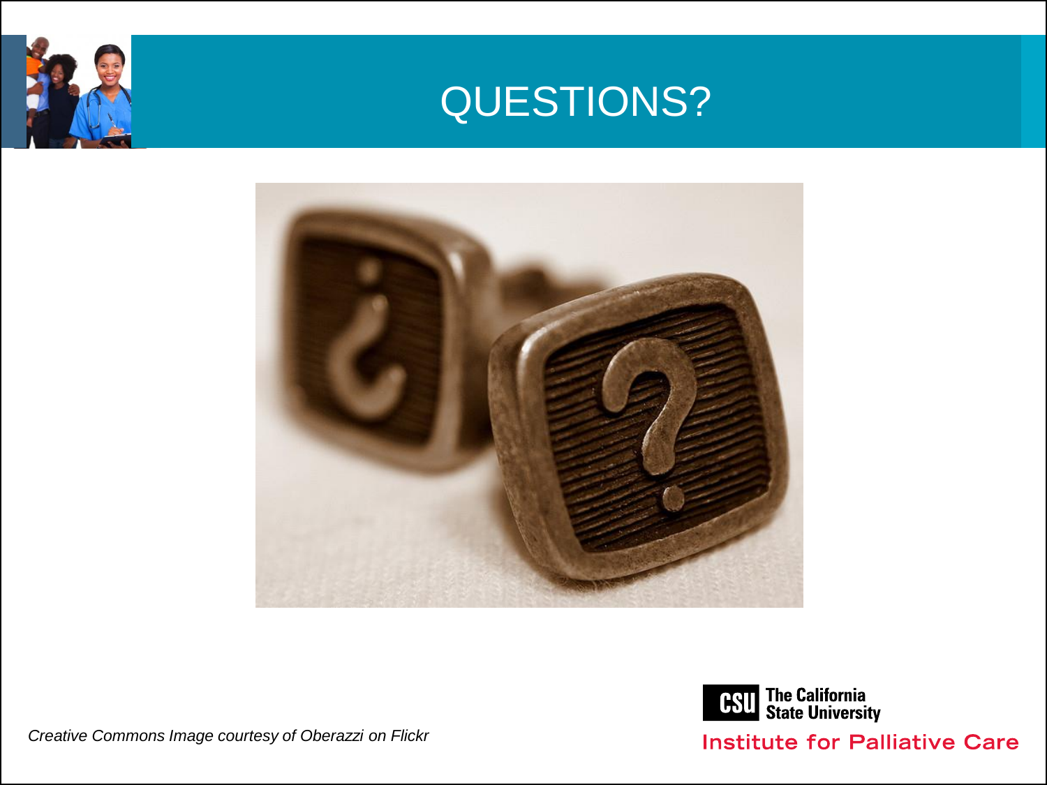# QUESTIONS?

*Creative Commons Image courtesy of Oberazzi on Flickr*

The California State University

Institute for Palliative Care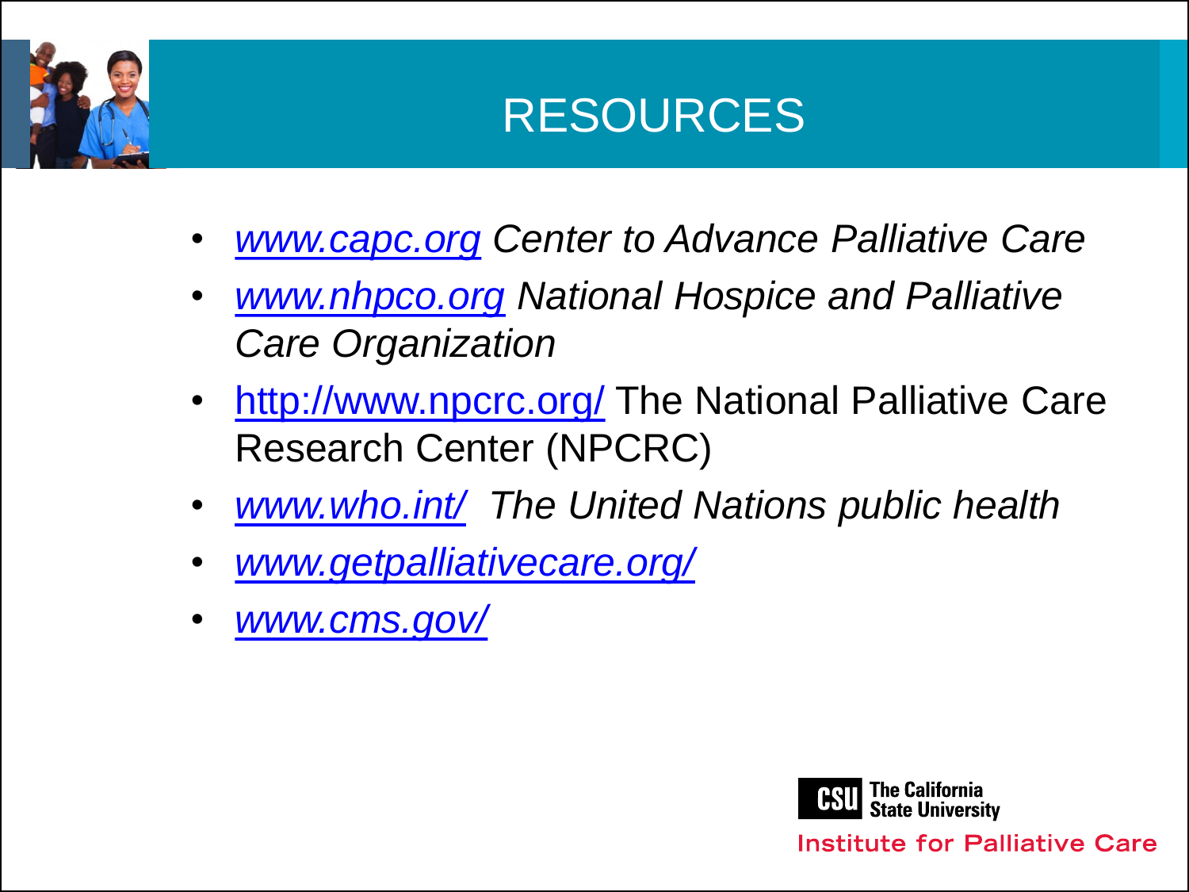# RESOURCES

- *www.capc.org Center to Advance Palliative Care*
- *www.nhpco.org National Hospice and Palliative Care Organization*
- http://www.npcrc.org/ The National Palliative Care Research Center (NPCRC)
- *www.who.int/ The United Nations public health*
- *www.getpalliativecare.org/*
- *www.cms.gov/*

CSU The California State University

Institute for Palliative Care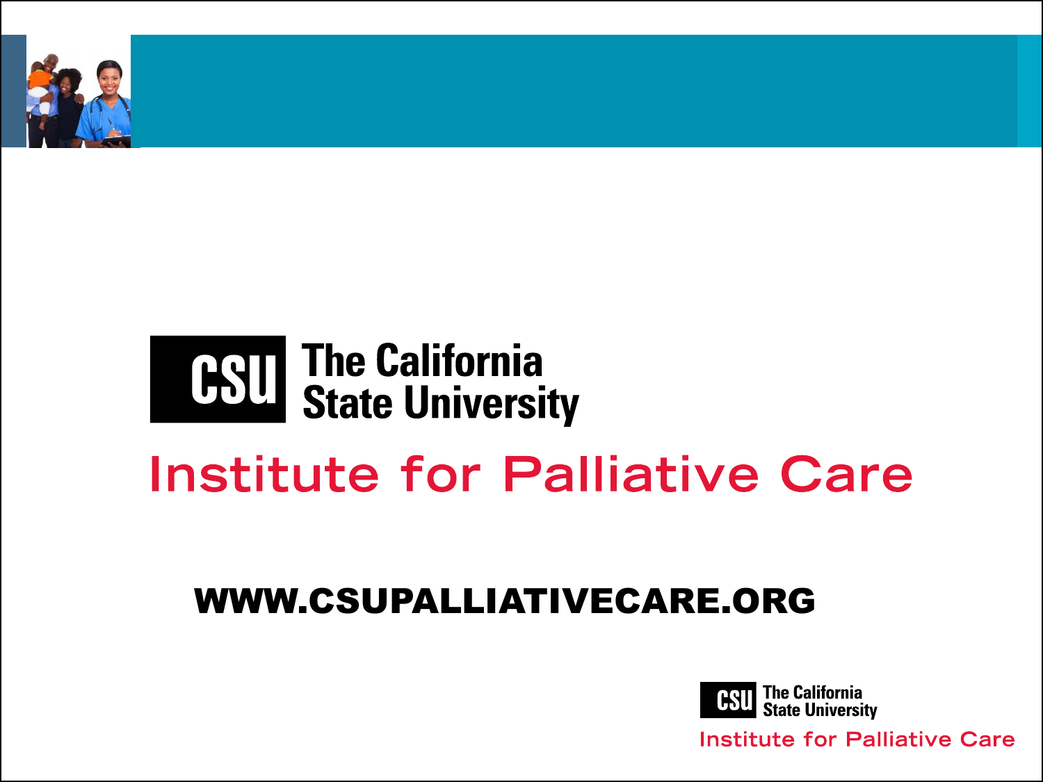CSU The California State University

Institute for Palliative Care

WWW.CSUPALLIATIVECARE.ORG